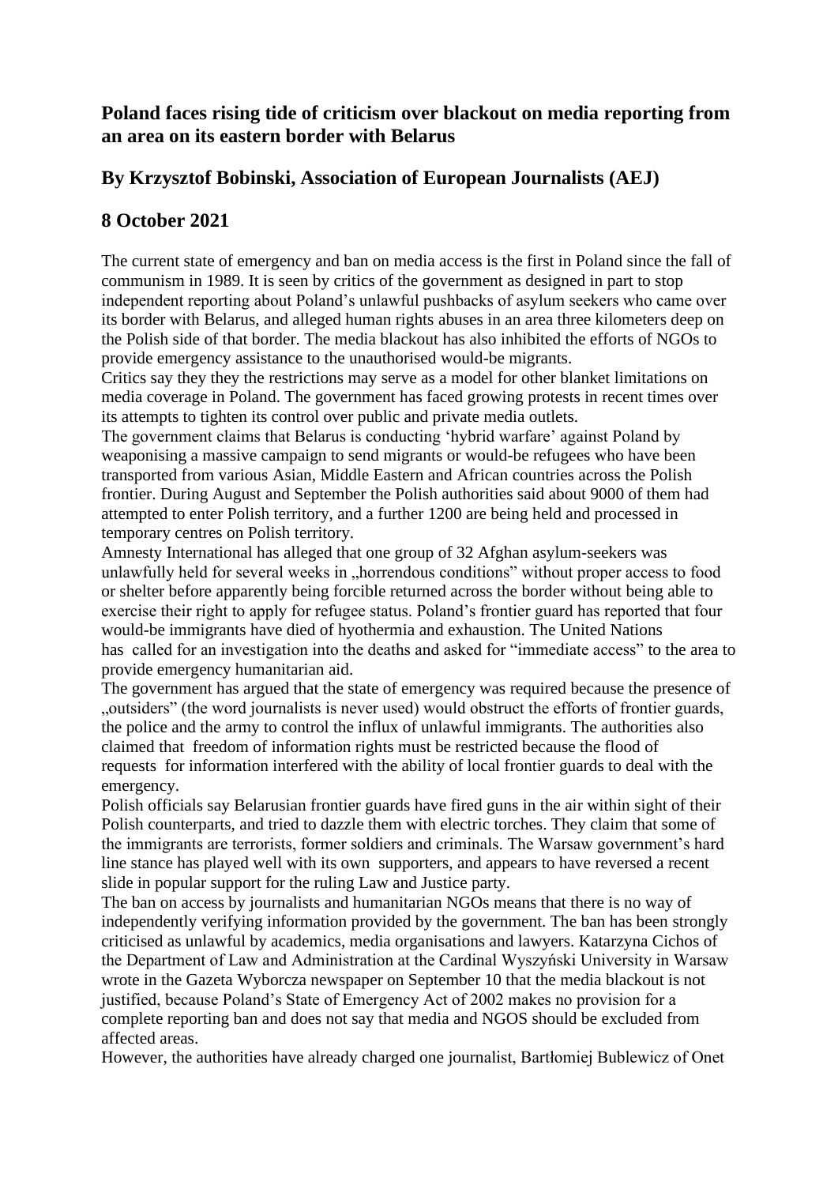## Poland faces rising tide of criticism over blackout on media reporting from an area on its eastern border with Belarus

## By Krzysztof Bobinski, Association of European Journalists (AEJ)

## 8 October 2021

The current state of emergency and ban on media access is the first in Poland since the fall of communism in 1989. It is seen by critics of the government as designed in part to stop independent reporting about Poland's unlawful pushbacks of asylum seekers who came over its border with Belarus, and alleged human rights abuses in an area three kilometers deep on the Polish side of that border. The media blackout has also inhibited the efforts of NGOs to provide emergency assistance to the unauthorised would-be migrants.

Critics say they they the restrictions may serve as a model for other blanket limitations on media coverage in Poland. The government has faced growing protests in recent times over its attempts to tighten its control over public and private media outlets.

The government claims that Belarus is conducting 'hybrid warfare' against Poland by weaponising a massive campaign to send migrants or would-be refugees who have been transported from various Asian, Middle Eastern and African countries across the Polish frontier. During August and September the Polish authorities said about 9000 of them had attempted to enter Polish territory, and a further 1200 are being held and processed in temporary centres on Polish territory.

Amnesty International has alleged that one group of 32 Afghan asylum-seekers was unlawfully held for several weeks in „horrendous conditions" without proper access to food or shelter before apparently being forcible returned across the border without being able to exercise their right to apply for refugee status. Poland's frontier guard has reported that four would-be immigrants have died of hyothermia and exhaustion. The United Nations has called for an investigation into the deaths and asked for "immediate access" to the area to provide emergency humanitarian aid.

The government has argued that the state of emergency was required because the presence of „outsiders" (the word journalists is never used) would obstruct the efforts of frontier guards, the police and the army to control the influx of unlawful immigrants. The authorities also claimed that freedom of information rights must be restricted because the flood of requests for information interfered with the ability of local frontier guards to deal with the emergency.

Polish officials say Belarusian frontier guards have fired guns in the air within sight of their Polish counterparts, and tried to dazzle them with electric torches. They claim that some of the immigrants are terrorists, former soldiers and criminals. The Warsaw government's hard line stance has played well with its own supporters, and appears to have reversed a recent slide in popular support for the ruling Law and Justice party.

The ban on access by journalists and humanitarian NGOs means that there is no way of independently verifying information provided by the government. The ban has been strongly criticised as unlawful by academics, media organisations and lawyers. Katarzyna Cichos of the Department of Law and Administration at the Cardinal Wyszyński University in Warsaw wrote in the Gazeta Wyborcza newspaper on September 10 that the media blackout is not justified, because Poland's State of Emergency Act of 2002 makes no provision for a complete reporting ban and does not say that media and NGOS should be excluded from affected areas.

However, the authorities have already charged one journalist, Bartłomiej Bublewicz of Onet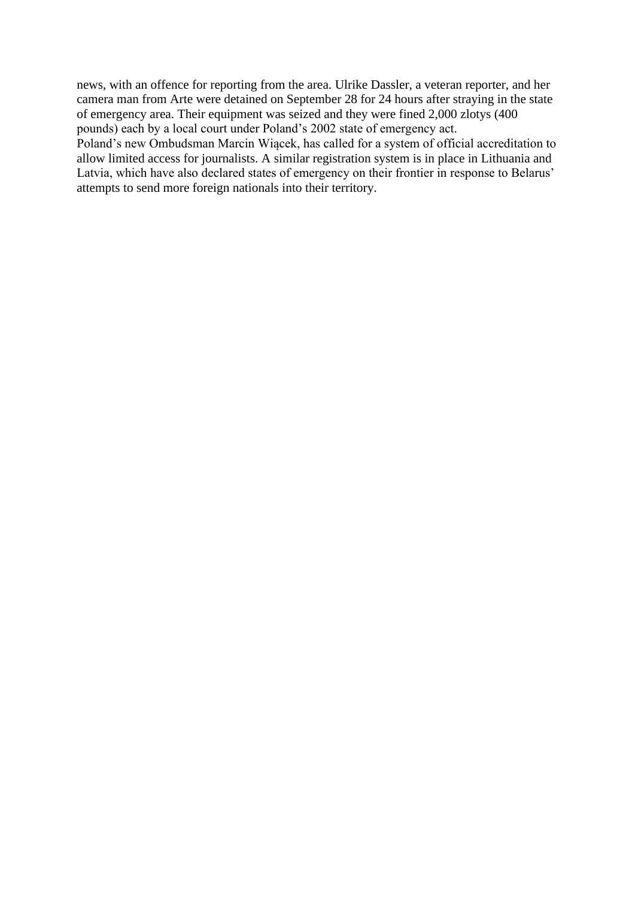news, with an offence for reporting from the area. Ulrike Dassler, a veteran reporter, and her camera man from Arte were detained on September 28 for 24 hours after straying in the state of emergency area. Their equipment was seized and they were fined 2,000 zlotys (400 pounds) each by a local court under Poland's 2002 state of emergency act.

Poland's new Ombudsman Marcin Wiącek, has called for a system of official accreditation to allow limited access for journalists. A similar registration system is in place in Lithuania and Latvia, which have also declared states of emergency on their frontier in response to Belarus' attempts to send more foreign nationals into their territory.